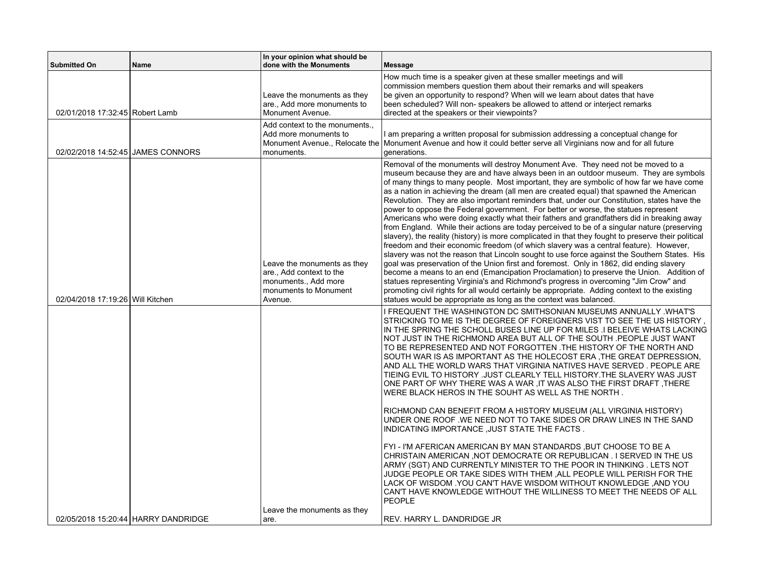| Submitted On | Name | In your opinion what should be done with the Monuments | Message |
|---|---|---|---|
| 02/01/2018 17:32:45 | Robert Lamb | Leave the monuments as they are., Add more monuments to Monument Avenue. | How much time is a speaker given at these smaller meetings and will commission members question them about their remarks and will speakers be given an opportunity to respond? When will we learn about dates that have been scheduled? Will non- speakers be allowed to attend or interject remarks directed at the speakers or their viewpoints? |
| 02/02/2018 14:52:45 | JAMES CONNORS | Add context to the monuments., Add more monuments to Monument Avenue., Relocate the monuments. | I am preparing a written proposal for submission addressing a conceptual change for Monument Avenue and how it could better serve all Virginians now and for all future generations. |
| 02/04/2018 17:19:26 | Will Kitchen | Leave the monuments as they are., Add context to the monuments., Add more monuments to Monument Avenue. | Removal of the monuments will destroy Monument Ave. They need not be moved to a museum because they are and have always been in an outdoor museum. They are symbols of many things to many people. Most important, they are symbolic of how far we have come as a nation in achieving the dream (all men are created equal) that spawned the American Revolution. They are also important reminders that, under our Constitution, states have the power to oppose the Federal government. For better or worse, the statues represent Americans who were doing exactly what their fathers and grandfathers did in breaking away from England. While their actions are today perceived to be of a singular nature (preserving slavery), the reality (history) is more complicated in that they fought to preserve their political freedom and their economic freedom (of which slavery was a central feature). However, slavery was not the reason that Lincoln sought to use force against the Southern States. His goal was preservation of the Union first and foremost. Only in 1862, did ending slavery become a means to an end (Emancipation Proclamation) to preserve the Union. Addition of statues representing Virginia's and Richmond's progress in overcoming "Jim Crow" and promoting civil rights for all would certainly be appropriate. Adding context to the existing statues would be appropriate as long as the context was balanced. |
| 02/05/2018 15:20:44 | HARRY DANDRIDGE | Leave the monuments as they are. | I FREQUENT THE WASHINGTON DC SMITHSONIAN MUSEUMS ANNUALLY .WHAT'S STRICKING TO ME IS THE DEGREE OF FOREIGNERS VIST TO SEE THE US HISTORY , IN THE SPRING THE SCHOLL BUSES LINE UP FOR MILES .I BELEIVE WHATS LACKING NOT JUST IN THE RICHMOND AREA BUT ALL OF THE SOUTH .PEOPLE JUST WANT TO BE REPRESENTED AND NOT FORGOTTEN .THE HISTORY OF THE NORTH AND SOUTH WAR IS AS IMPORTANT AS THE HOLECOST ERA ,THE GREAT DEPRESSION, AND ALL THE WORLD WARS THAT VIRGINIA NATIVES HAVE SERVED . PEOPLE ARE TIEING EVIL TO HISTORY .JUST CLEARLY TELL HISTORY.THE SLAVERY WAS JUST ONE PART OF WHY THERE WAS A WAR ,IT WAS ALSO THE FIRST DRAFT ,THERE WERE BLACK HEROS IN THE SOUHT AS WELL AS THE NORTH .<br><br>RICHMOND CAN BENEFIT FROM A HISTORY MUSEUM (ALL VIRGINIA HISTORY) UNDER ONE ROOF .WE NEED NOT TO TAKE SIDES OR DRAW LINES IN THE SAND INDICATING IMPORTANCE ,JUST STATE THE FACTS .<br><br>FYI - I'M AFERICAN AMERICAN BY MAN STANDARDS ,BUT CHOOSE TO BE A CHRISTAIN AMERICAN ,NOT DEMOCRATE OR REPUBLICAN . I SERVED IN THE US ARMY (SGT) AND CURRENTLY MINISTER TO THE POOR IN THINKING . LETS NOT JUDGE PEOPLE OR TAKE SIDES WITH THEM ,ALL PEOPLE WILL PERISH FOR THE LACK OF WISDOM .YOU CAN'T HAVE WISDOM WITHOUT KNOWLEDGE ,AND YOU CAN'T HAVE KNOWLEDGE WITHOUT THE WILLINESS TO MEET THE NEEDS OF ALL PEOPLE<br><br>REV. HARRY L. DANDRIDGE JR |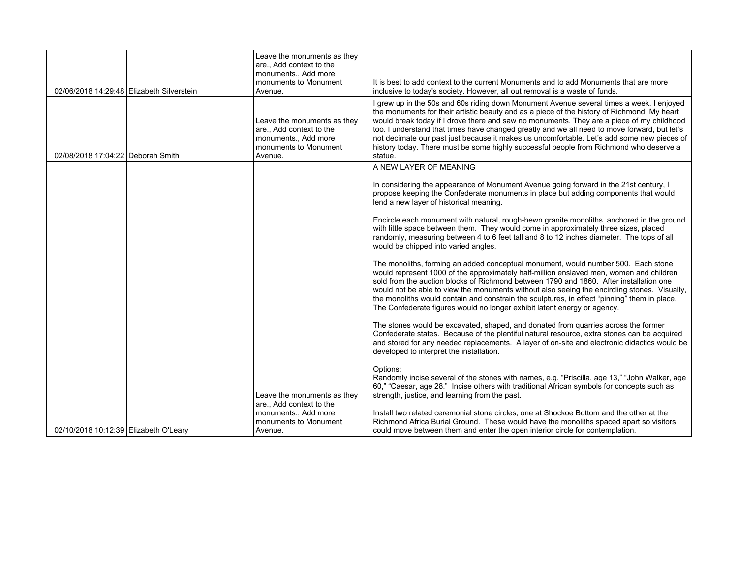| | | | |
|---|---|---|---|
| 02/06/2018 14:29:48 | Elizabeth Silverstein | Leave the monuments as they are., Add context to the monuments., Add more monuments to Monument Avenue. | It is best to add context to the current Monuments and to add Monuments that are more inclusive to today's society. However, all out removal is a waste of funds. |
| 02/08/2018 17:04:22 | Deborah Smith | Leave the monuments as they are., Add context to the monuments., Add more monuments to Monument Avenue. | I grew up in the 50s and 60s riding down Monument Avenue several times a week. I enjoyed the monuments for their artistic beauty and as a piece of the history of Richmond. My heart would break today if I drove there and saw no monuments. They are a piece of my childhood too. I understand that times have changed greatly and we all need to move forward, but let's not decimate our past just because it makes us uncomfortable. Let's add some new pieces of history today. There must be some highly successful people from Richmond who deserve a statue. |
| 02/10/2018 10:12:39 | Elizabeth O'Leary | Leave the monuments as they are., Add context to the monuments., Add more monuments to Monument Avenue. | A NEW LAYER OF MEANING<br><br>In considering the appearance of Monument Avenue going forward in the 21st century, I propose keeping the Confederate monuments in place but adding components that would lend a new layer of historical meaning.<br><br>Encircle each monument with natural, rough-hewn granite monoliths, anchored in the ground with little space between them. They would come in approximately three sizes, placed randomly, measuring between 4 to 6 feet tall and 8 to 12 inches diameter. The tops of all would be chipped into varied angles.<br><br>The monoliths, forming an added conceptual monument, would number 500. Each stone would represent 1000 of the approximately half-million enslaved men, women and children sold from the auction blocks of Richmond between 1790 and 1860. After installation one would not be able to view the monuments without also seeing the encircling stones. Visually, the monoliths would contain and constrain the sculptures, in effect "pinning" them in place. The Confederate figures would no longer exhibit latent energy or agency.<br><br>The stones would be excavated, shaped, and donated from quarries across the former Confederate states. Because of the plentiful natural resource, extra stones can be acquired and stored for any needed replacements. A layer of on-site and electronic didactics would be developed to interpret the installation.<br><br>Options:<br>Randomly incise several of the stones with names, e.g. "Priscilla, age 13," "John Walker, age 60," "Caesar, age 28." Incise others with traditional African symbols for concepts such as strength, justice, and learning from the past.<br><br>Install two related ceremonial stone circles, one at Shockoe Bottom and the other at the Richmond Africa Burial Ground. These would have the monoliths spaced apart so visitors could move between them and enter the open interior circle for contemplation. |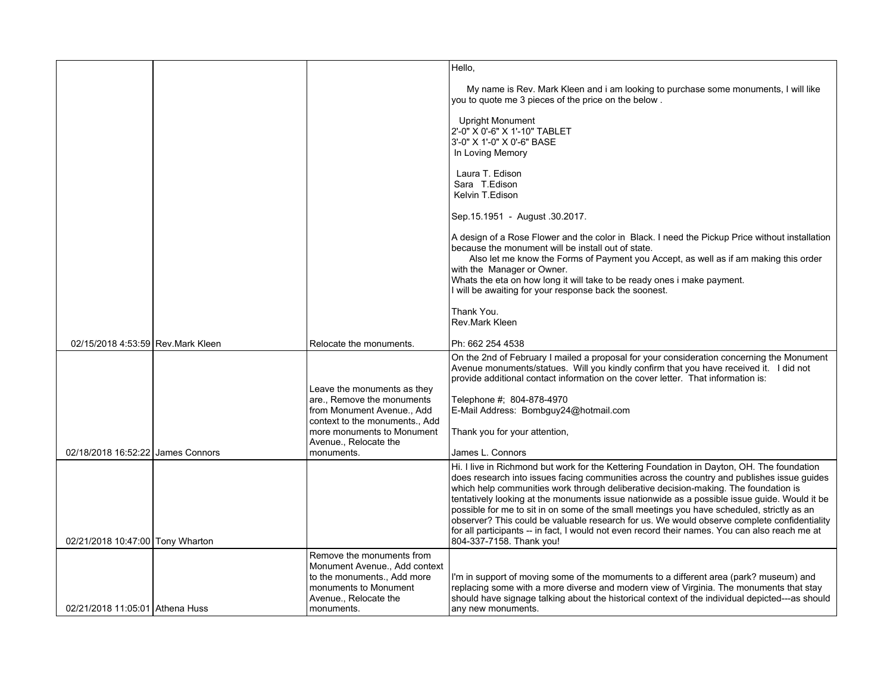| | | | |
|---|---|---|---|
| 02/15/2018 4:53:59 | Rev.Mark Kleen | Relocate the monuments. | Hello,<br><br>My name is Rev. Mark Kleen and i am looking to purchase some monuments, I will like you to quote me 3 pieces of the price on the below .<br><br>Upright Monument<br>2'-0" X 0'-6" X 1'-10" TABLET<br>3'-0" X 1'-0" X 0'-6" BASE<br>In Loving Memory<br><br>Laura T. Edison<br>Sara T.Edison<br>Kelvin T.Edison<br><br>Sep.15.1951 - August .30.2017.<br><br>A design of a Rose Flower and the color in Black. I need the Pickup Price without installation because the monument will be install out of state.<br>Also let me know the Forms of Payment you Accept, as well as if am making this order with the Manager or Owner.<br>Whats the eta on how long it will take to be ready ones i make payment.<br>I will be awaiting for your response back the soonest.<br><br>Thank You.<br>Rev.Mark Kleen<br><br>Ph: 662 254 4538 |
| 02/18/2018 16:52:22 | James Connors | Leave the monuments as they are., Remove the monuments from Monument Avenue., Add context to the monuments., Add more monuments to Monument Avenue., Relocate the monuments. | On the 2nd of February I mailed a proposal for your consideration concerning the Monument Avenue monuments/statues. Will you kindly confirm that you have received it. I did not provide additional contact information on the cover letter. That information is:<br><br>Telephone #; 804-878-4970<br>E-Mail Address: Bombguy24@hotmail.com<br><br>Thank you for your attention,<br><br>James L. Connors |
| 02/21/2018 10:47:00 | Tony Wharton | | Hi. I live in Richmond but work for the Kettering Foundation in Dayton, OH. The foundation does research into issues facing communities across the country and publishes issue guides which help communities work through deliberative decision-making. The foundation is tentatively looking at the monuments issue nationwide as a possible issue guide. Would it be possible for me to sit in on some of the small meetings you have scheduled, strictly as an observer? This could be valuable research for us. We would observe complete confidentiality for all participants -- in fact, I would not even record their names. You can also reach me at 804-337-7158. Thank you! |
| 02/21/2018 11:05:01 | Athena Huss | Remove the monuments from Monument Avenue., Add context to the monuments., Add more monuments to Monument Avenue., Relocate the monuments. | I'm in support of moving some of the momuments to a different area (park? museum) and replacing some with a more diverse and modern view of Virginia. The monuments that stay should have signage talking about the historical context of the individual depicted---as should any new monuments. |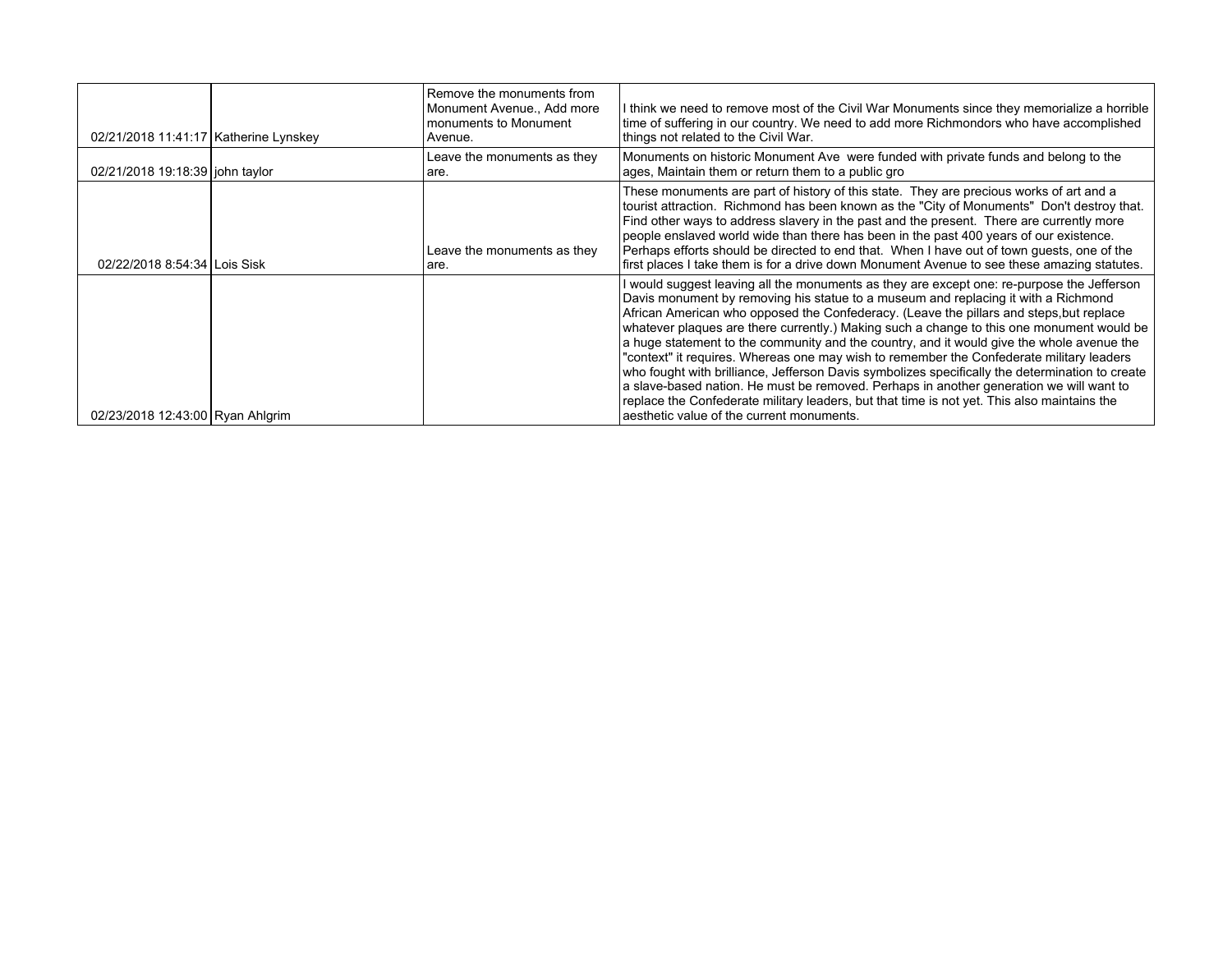|  |  |  |  |
|---|---|---|---|
| 02/21/2018 11:41:17 | Katherine Lynskey | Remove the monuments from Monument Avenue., Add more monuments to Monument Avenue. | I think we need to remove most of the Civil War Monuments since they memorialize a horrible time of suffering in our country. We need to add more Richmondors who have accomplished things not related to the Civil War. |
| 02/21/2018 19:18:39 | john taylor | Leave the monuments as they are. | Monuments on historic Monument Ave were funded with private funds and belong to the ages, Maintain them or return them to a public gro |
| 02/22/2018 8:54:34 | Lois Sisk | Leave the monuments as they are. | These monuments are part of history of this state. They are precious works of art and a tourist attraction. Richmond has been known as the "City of Monuments" Don't destroy that. Find other ways to address slavery in the past and the present. There are currently more people enslaved world wide than there has been in the past 400 years of our existence. Perhaps efforts should be directed to end that. When I have out of town guests, one of the first places I take them is for a drive down Monument Avenue to see these amazing statutes. |
| 02/23/2018 12:43:00 | Ryan Ahlgrim |  | I would suggest leaving all the monuments as they are except one: re-purpose the Jefferson Davis monument by removing his statue to a museum and replacing it with a Richmond African American who opposed the Confederacy. (Leave the pillars and steps,but replace whatever plaques are there currently.) Making such a change to this one monument would be a huge statement to the community and the country, and it would give the whole avenue the "context" it requires. Whereas one may wish to remember the Confederate military leaders who fought with brilliance, Jefferson Davis symbolizes specifically the determination to create a slave-based nation. He must be removed. Perhaps in another generation we will want to replace the Confederate military leaders, but that time is not yet. This also maintains the aesthetic value of the current monuments. |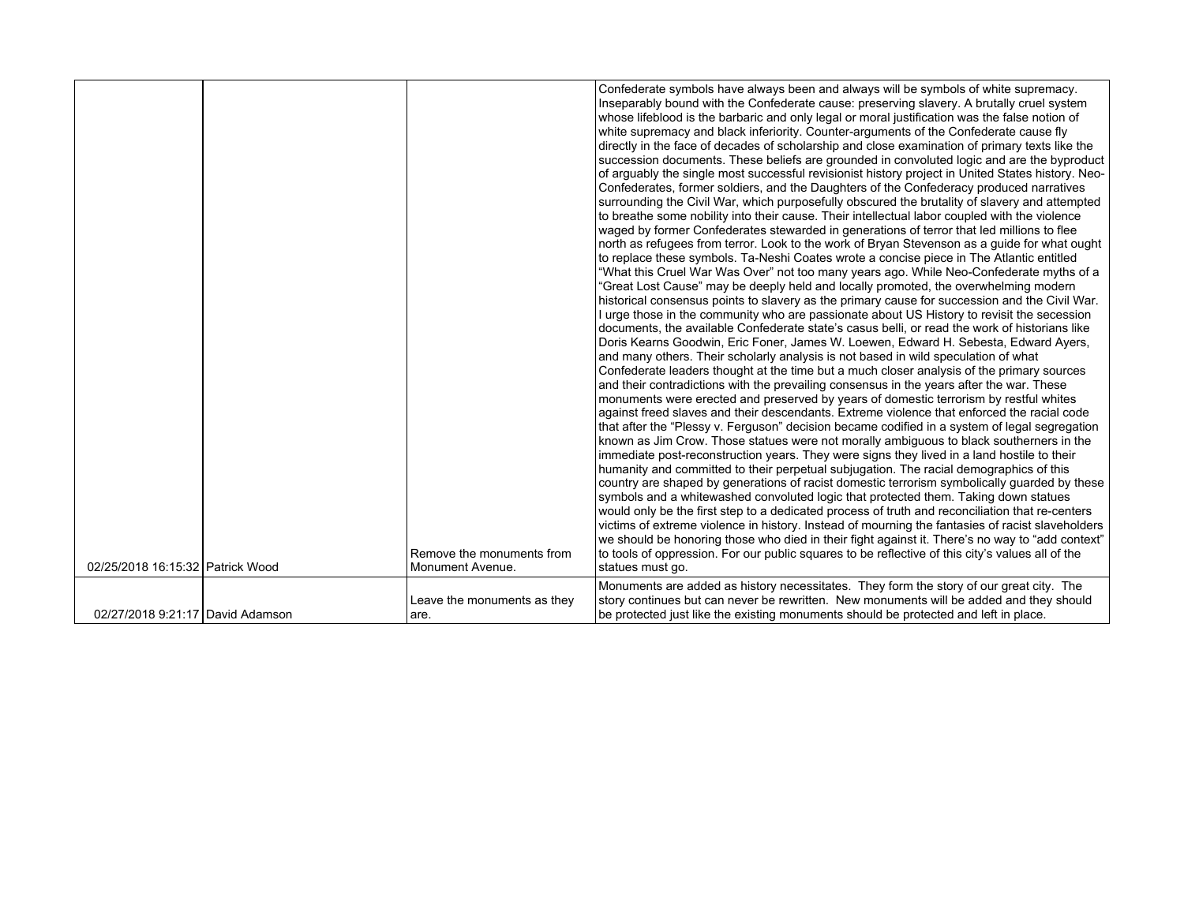| | | | |
|---|---|---|---|
| 02/25/2018 16:15:32 | Patrick Wood | Remove the monuments from Monument Avenue. | Confederate symbols have always been and always will be symbols of white supremacy. Inseparably bound with the Confederate cause: preserving slavery. A brutally cruel system whose lifeblood is the barbaric and only legal or moral justification was the false notion of white supremacy and black inferiority. Counter-arguments of the Confederate cause fly directly in the face of decades of scholarship and close examination of primary texts like the succession documents. These beliefs are grounded in convoluted logic and are the byproduct of arguably the single most successful revisionist history project in United States history. Neo-Confederates, former soldiers, and the Daughters of the Confederacy produced narratives surrounding the Civil War, which purposefully obscured the brutality of slavery and attempted to breathe some nobility into their cause. Their intellectual labor coupled with the violence waged by former Confederates stewarded in generations of terror that led millions to flee north as refugees from terror. Look to the work of Bryan Stevenson as a guide for what ought to replace these symbols. Ta-Neshi Coates wrote a concise piece in The Atlantic entitled "What this Cruel War Was Over" not too many years ago. While Neo-Confederate myths of a "Great Lost Cause" may be deeply held and locally promoted, the overwhelming modern historical consensus points to slavery as the primary cause for succession and the Civil War. I urge those in the community who are passionate about US History to revisit the secession documents, the available Confederate state's casus belli, or read the work of historians like Doris Kearns Goodwin, Eric Foner, James W. Loewen, Edward H. Sebesta, Edward Ayers, and many others. Their scholarly analysis is not based in wild speculation of what Confederate leaders thought at the time but a much closer analysis of the primary sources and their contradictions with the prevailing consensus in the years after the war. These monuments were erected and preserved by years of domestic terrorism by restful whites against freed slaves and their descendants. Extreme violence that enforced the racial code that after the "Plessy v. Ferguson" decision became codified in a system of legal segregation known as Jim Crow. Those statues were not morally ambiguous to black southerners in the immediate post-reconstruction years. They were signs they lived in a land hostile to their humanity and committed to their perpetual subjugation. The racial demographics of this country are shaped by generations of racist domestic terrorism symbolically guarded by these symbols and a whitewashed convoluted logic that protected them. Taking down statues would only be the first step to a dedicated process of truth and reconciliation that re-centers victims of extreme violence in history. Instead of mourning the fantasies of racist slaveholders we should be honoring those who died in their fight against it. There's no way to "add context" to tools of oppression. For our public squares to be reflective of this city's values all of the statues must go. |
| 02/27/2018 9:21:17 | David Adamson | Leave the monuments as they are. | Monuments are added as history necessitates. They form the story of our great city. The story continues but can never be rewritten. New monuments will be added and they should be protected just like the existing monuments should be protected and left in place. |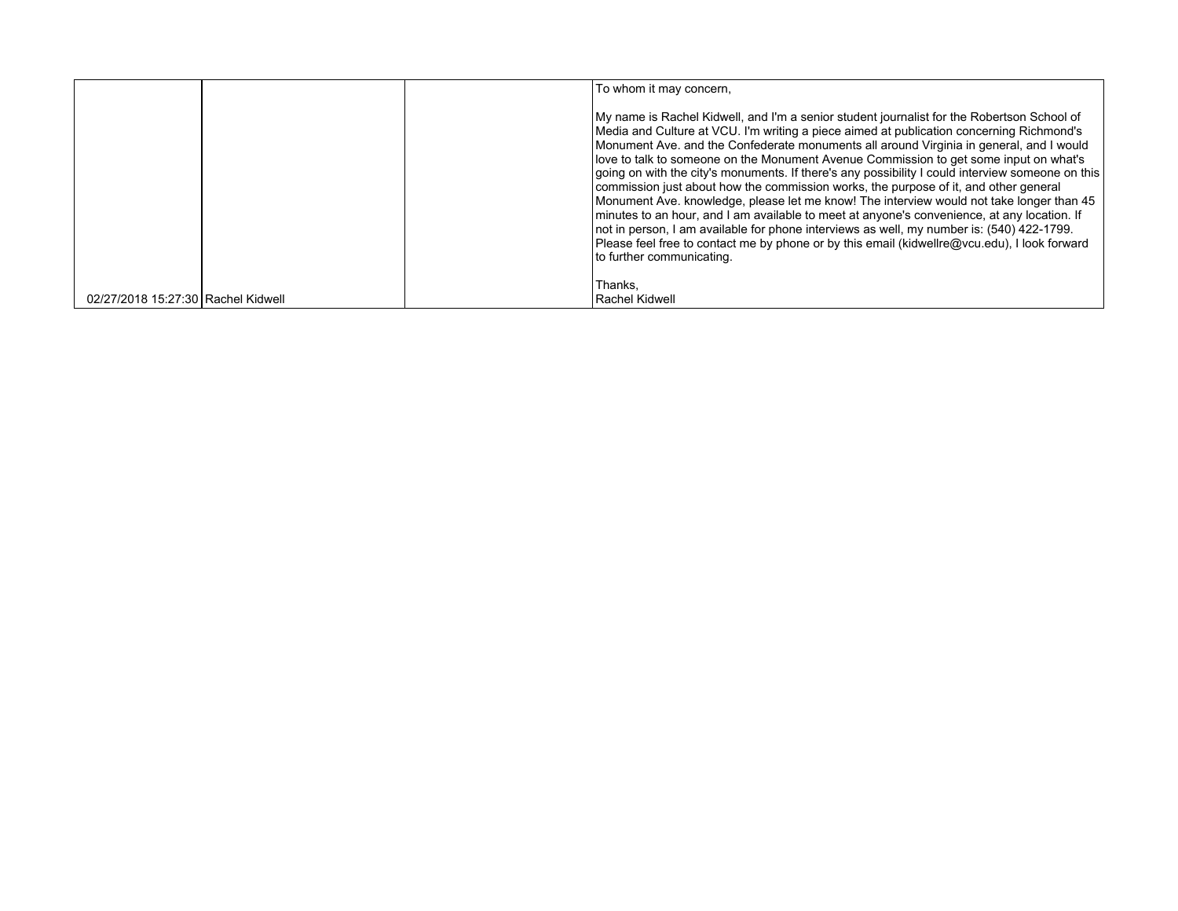| | | | |
|---|---|---|---|
| 02/27/2018 15:27:30 | Rachel Kidwell | | To whom it may concern,<br><br>My name is Rachel Kidwell, and I'm a senior student journalist for the Robertson School of Media and Culture at VCU. I'm writing a piece aimed at publication concerning Richmond's Monument Ave. and the Confederate monuments all around Virginia in general, and I would love to talk to someone on the Monument Avenue Commission to get some input on what's going on with the city's monuments. If there's any possibility I could interview someone on this commission just about how the commission works, the purpose of it, and other general Monument Ave. knowledge, please let me know! The interview would not take longer than 45 minutes to an hour, and I am available to meet at anyone's convenience, at any location. If not in person, I am available for phone interviews as well, my number is: (540) 422-1799. Please feel free to contact me by phone or by this email (kidwellre@vcu.edu), I look forward to further communicating.<br><br>Thanks,<br>Rachel Kidwell |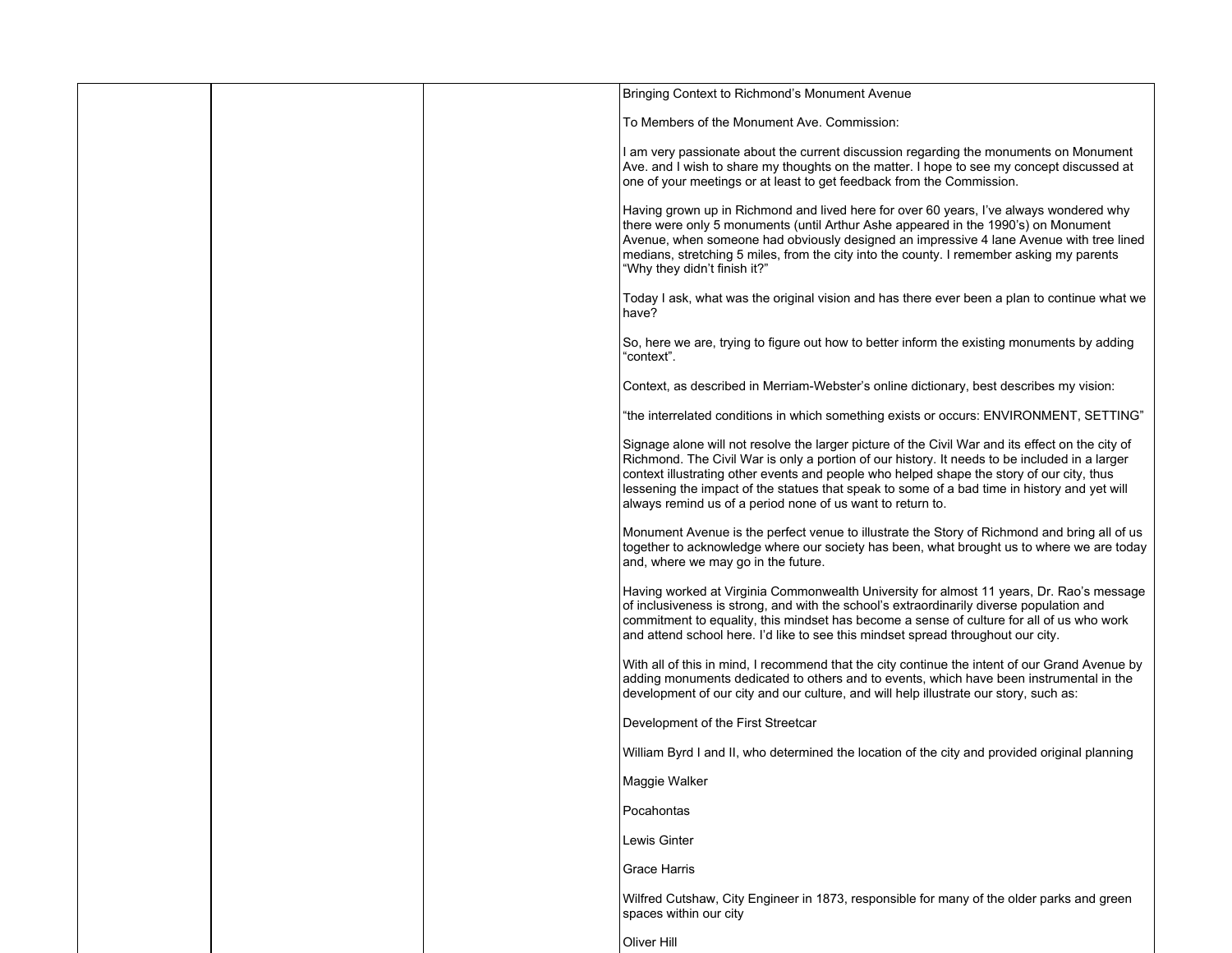| | | | Bringing Context to Richmond's Monument Avenue<br><br>To Members of the Monument Ave. Commission:<br><br>I am very passionate about the current discussion regarding the monuments on Monument Ave. and I wish to share my thoughts on the matter. I hope to see my concept discussed at one of your meetings or at least to get feedback from the Commission.<br><br>Having grown up in Richmond and lived here for over 60 years, I've always wondered why there were only 5 monuments (until Arthur Ashe appeared in the 1990's) on Monument Avenue, when someone had obviously designed an impressive 4 lane Avenue with tree lined medians, stretching 5 miles, from the city into the county. I remember asking my parents "Why they didn't finish it?"<br><br>Today I ask, what was the original vision and has there ever been a plan to continue what we have?<br><br>So, here we are, trying to figure out how to better inform the existing monuments by adding "context".<br><br>Context, as described in Merriam-Webster's online dictionary, best describes my vision:<br><br>"the interrelated conditions in which something exists or occurs: ENVIRONMENT, SETTING"<br><br>Signage alone will not resolve the larger picture of the Civil War and its effect on the city of Richmond. The Civil War is only a portion of our history. It needs to be included in a larger context illustrating other events and people who helped shape the story of our city, thus lessening the impact of the statues that speak to some of a bad time in history and yet will always remind us of a period none of us want to return to.<br><br>Monument Avenue is the perfect venue to illustrate the Story of Richmond and bring all of us together to acknowledge where our society has been, what brought us to where we are today and, where we may go in the future.<br><br>Having worked at Virginia Commonwealth University for almost 11 years, Dr. Rao's message of inclusiveness is strong, and with the school's extraordinarily diverse population and commitment to equality, this mindset has become a sense of culture for all of us who work and attend school here. I'd like to see this mindset spread throughout our city.<br><br>With all of this in mind, I recommend that the city continue the intent of our Grand Avenue by adding monuments dedicated to others and to events, which have been instrumental in the development of our city and our culture, and will help illustrate our story, such as:<br><br>Development of the First Streetcar<br><br>William Byrd I and II, who determined the location of the city and provided original planning<br><br>Maggie Walker<br><br>Pocahontas<br><br>Lewis Ginter<br><br>Grace Harris<br><br>Wilfred Cutshaw, City Engineer in 1873, responsible for many of the older parks and green spaces within our city<br><br>Oliver Hill |
|---|---|---|---|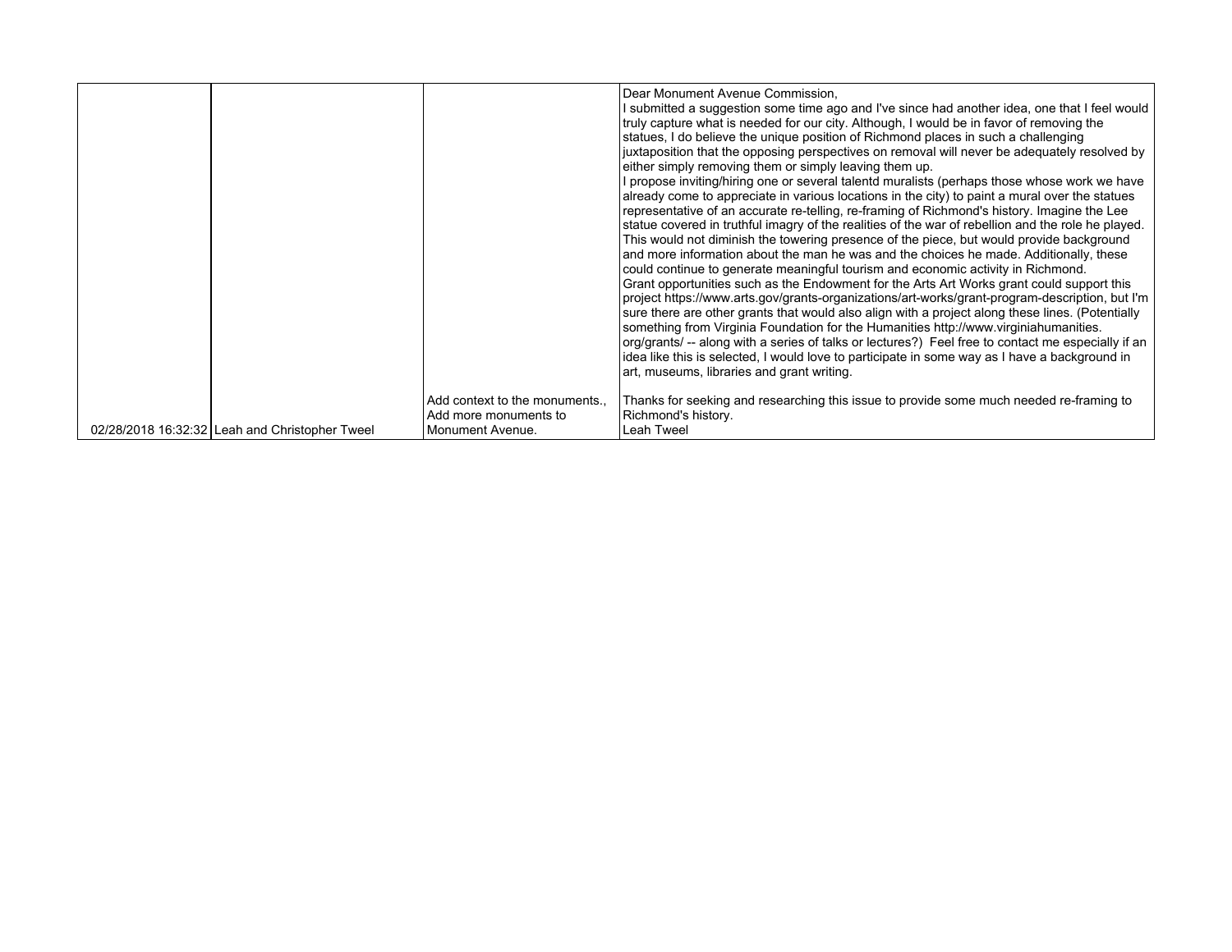| | | | |
|---|---|---|---|
| 02/28/2018 16:32:32 | Leah and Christopher Tweel | Add context to the monuments., Add more monuments to Monument Avenue. | Dear Monument Avenue Commission,<br>I submitted a suggestion some time ago and I've since had another idea, one that I feel would truly capture what is needed for our city. Although, I would be in favor of removing the statues, I do believe the unique position of Richmond places in such a challenging juxtaposition that the opposing perspectives on removal will never be adequately resolved by either simply removing them or simply leaving them up.<br>I propose inviting/hiring one or several talentd muralists (perhaps those whose work we have already come to appreciate in various locations in the city) to paint a mural over the statues representative of an accurate re-telling, re-framing of Richmond's history. Imagine the Lee statue covered in truthful imagry of the realities of the war of rebellion and the role he played. This would not diminish the towering presence of the piece, but would provide background and more information about the man he was and the choices he made. Additionally, these could continue to generate meaningful tourism and economic activity in Richmond.<br>Grant opportunities such as the Endowment for the Arts Art Works grant could support this project https://www.arts.gov/grants-organizations/art-works/grant-program-description, but I'm sure there are other grants that would also align with a project along these lines. (Potentially something from Virginia Foundation for the Humanities http://www.virginiahumanities.org/grants/ -- along with a series of talks or lectures?) Feel free to contact me especially if an idea like this is selected, I would love to participate in some way as I have a background in art, museums, libraries and grant writing.<br><br>Thanks for seeking and researching this issue to provide some much needed re-framing to Richmond's history.<br>Leah Tweel |